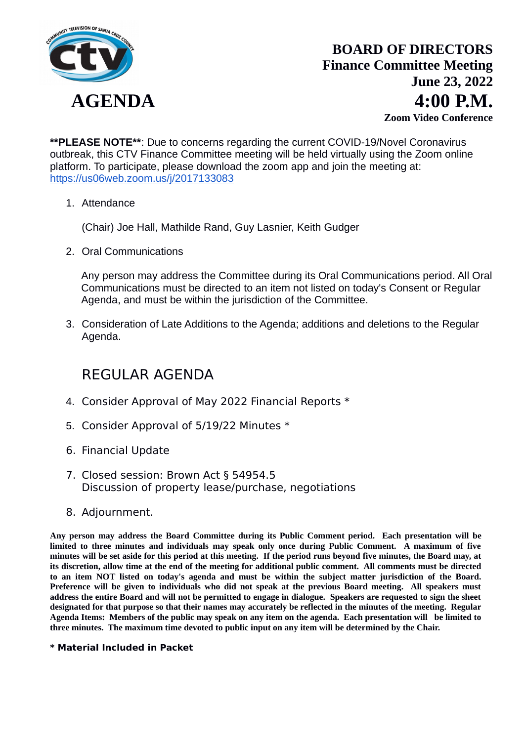# AGENDA

**BOARD OF DIRECTORS**
**Finance Committee Meeting**
**June 23, 2022**
**4:00 P.M.**
**Zoom Video Conference**

****PLEASE NOTE****: Due to concerns regarding the current COVID-19/Novel Coronavirus outbreak, this CTV Finance Committee meeting will be held virtually using the Zoom online platform. To participate, please download the zoom app and join the meeting at: https://us06web.zoom.us/j/2017133083

1. Attendance

   (Chair) Joe Hall, Mathilde Rand, Guy Lasnier, Keith Gudger

2. Oral Communications

   Any person may address the Committee during its Oral Communications period. All Oral Communications must be directed to an item not listed on today's Consent or Regular Agenda, and must be within the jurisdiction of the Committee.

3. Consideration of Late Additions to the Agenda; additions and deletions to the Regular Agenda.

## REGULAR AGENDA

4. Consider Approval of May 2022 Financial Reports *
5. Consider Approval of 5/19/22 Minutes *
6. Financial Update
7. Closed session: Brown Act § 54954.5
   Discussion of property lease/purchase, negotiations
8. Adjournment.

**Any person may address the Board Committee during its Public Comment period. Each presentation will be limited to three minutes and individuals may speak only once during Public Comment. A maximum of five minutes will be set aside for this period at this meeting. If the period runs beyond five minutes, the Board may, at its discretion, allow time at the end of the meeting for additional public comment. All comments must be directed to an item NOT listed on today's agenda and must be within the subject matter jurisdiction of the Board. Preference will be given to individuals who did not speak at the previous Board meeting. All speakers must address the entire Board and will not be permitted to engage in dialogue. Speakers are requested to sign the sheet designated for that purpose so that their names may accurately be reflected in the minutes of the meeting. Regular Agenda Items: Members of the public may speak on any item on the agenda. Each presentation will be limited to three minutes. The maximum time devoted to public input on any item will be determined by the Chair.**

**\* Material Included in Packet**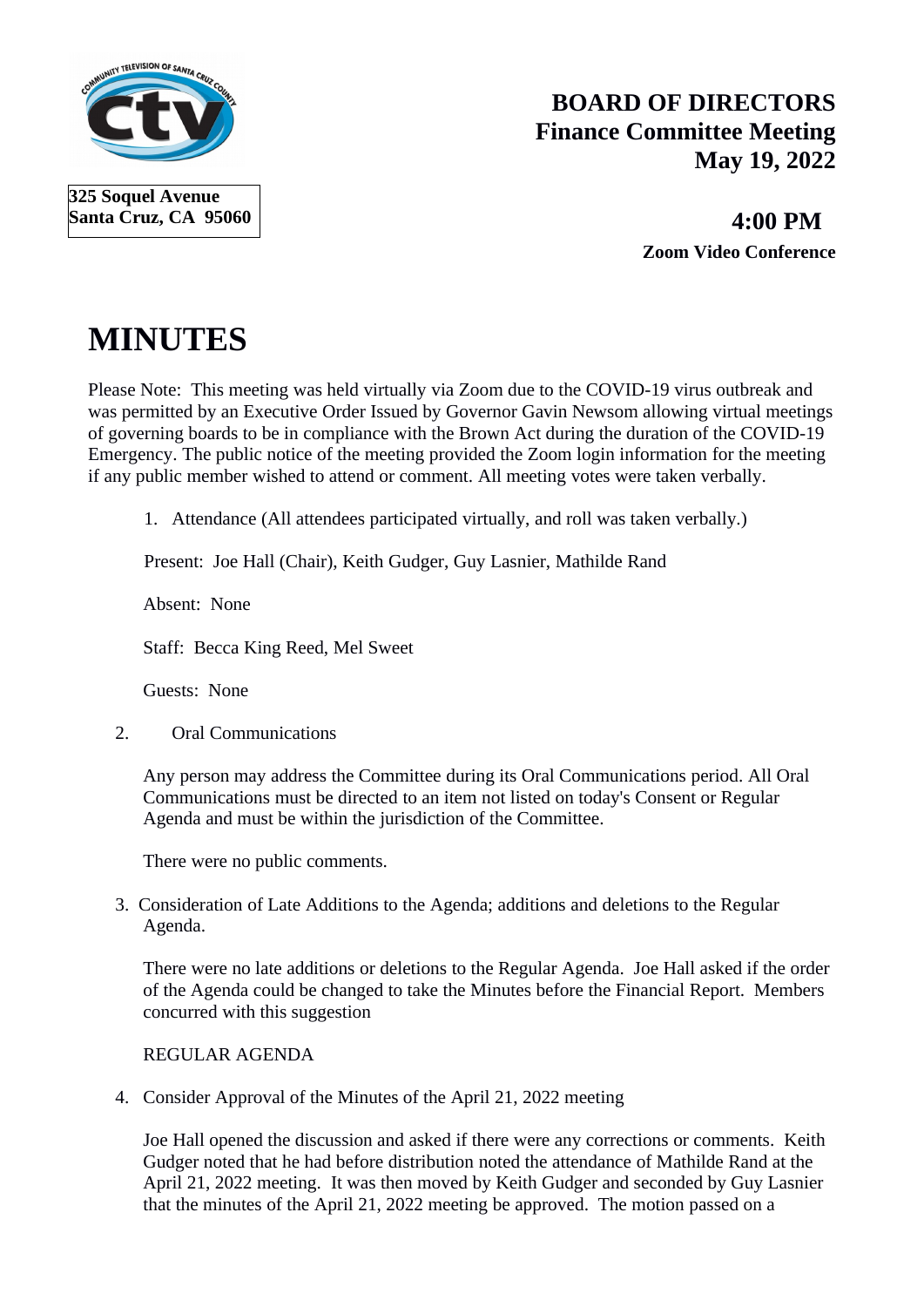325 Soquel Avenue
Santa Cruz, CA 95060

**BOARD OF DIRECTORS**
**Finance Committee Meeting**
**May 19, 2022**

**4:00 PM**
**Zoom Video Conference**

# MINUTES

Please Note: This meeting was held virtually via Zoom due to the COVID-19 virus outbreak and was permitted by an Executive Order Issued by Governor Gavin Newsom allowing virtual meetings of governing boards to be in compliance with the Brown Act during the duration of the COVID-19 Emergency. The public notice of the meeting provided the Zoom login information for the meeting if any public member wished to attend or comment. All meeting votes were taken verbally.

1. Attendance (All attendees participated virtually, and roll was taken verbally.)

   Present: Joe Hall (Chair), Keith Gudger, Guy Lasnier, Mathilde Rand

   Absent: None

   Staff: Becca King Reed, Mel Sweet

   Guests: None

2. Oral Communications

   Any person may address the Committee during its Oral Communications period. All Oral Communications must be directed to an item not listed on today's Consent or Regular Agenda and must be within the jurisdiction of the Committee.

   There were no public comments.

3. Consideration of Late Additions to the Agenda; additions and deletions to the Regular Agenda.

   There were no late additions or deletions to the Regular Agenda. Joe Hall asked if the order of the Agenda could be changed to take the Minutes before the Financial Report. Members concurred with this suggestion

   REGULAR AGENDA

4. Consider Approval of the Minutes of the April 21, 2022 meeting

   Joe Hall opened the discussion and asked if there were any corrections or comments. Keith Gudger noted that he had before distribution noted the attendance of Mathilde Rand at the April 21, 2022 meeting. It was then moved by Keith Gudger and seconded by Guy Lasnier that the minutes of the April 21, 2022 meeting be approved. The motion passed on a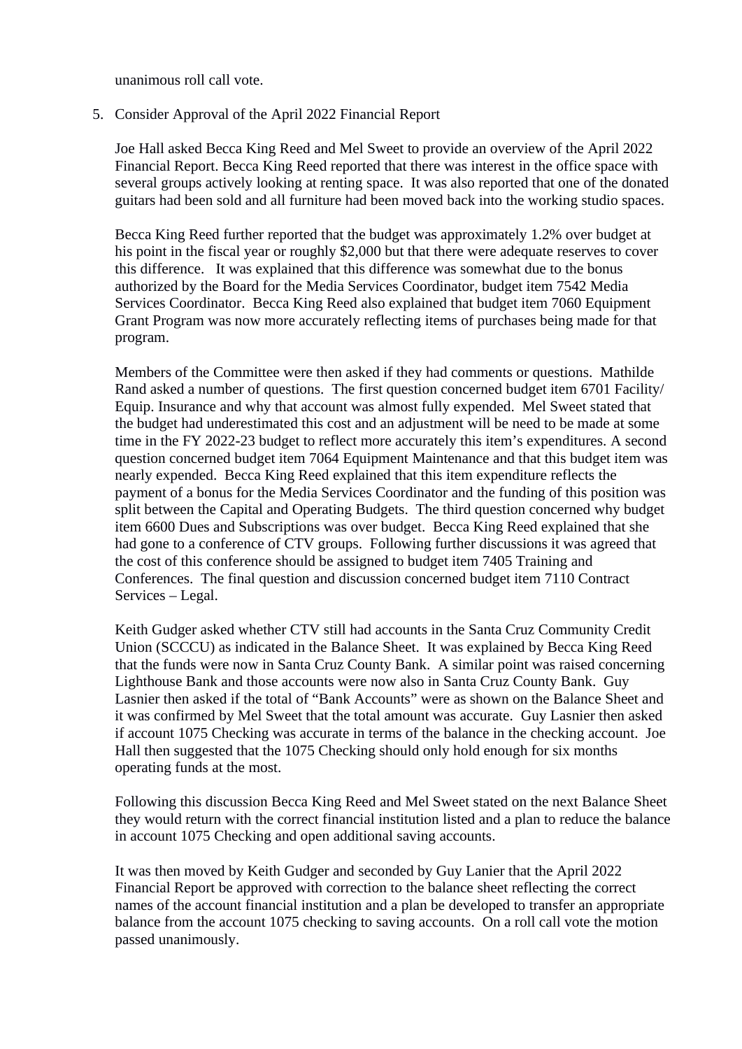unanimous roll call vote.

5. Consider Approval of the April 2022 Financial Report

   Joe Hall asked Becca King Reed and Mel Sweet to provide an overview of the April 2022 Financial Report. Becca King Reed reported that there was interest in the office space with several groups actively looking at renting space. It was also reported that one of the donated guitars had been sold and all furniture had been moved back into the working studio spaces.

   Becca King Reed further reported that the budget was approximately 1.2% over budget at his point in the fiscal year or roughly $2,000 but that there were adequate reserves to cover this difference. It was explained that this difference was somewhat due to the bonus authorized by the Board for the Media Services Coordinator, budget item 7542 Media Services Coordinator. Becca King Reed also explained that budget item 7060 Equipment Grant Program was now more accurately reflecting items of purchases being made for that program.

   Members of the Committee were then asked if they had comments or questions. Mathilde Rand asked a number of questions. The first question concerned budget item 6701 Facility/ Equip. Insurance and why that account was almost fully expended. Mel Sweet stated that the budget had underestimated this cost and an adjustment will be need to be made at some time in the FY 2022-23 budget to reflect more accurately this item's expenditures. A second question concerned budget item 7064 Equipment Maintenance and that this budget item was nearly expended. Becca King Reed explained that this item expenditure reflects the payment of a bonus for the Media Services Coordinator and the funding of this position was split between the Capital and Operating Budgets. The third question concerned why budget item 6600 Dues and Subscriptions was over budget. Becca King Reed explained that she had gone to a conference of CTV groups. Following further discussions it was agreed that the cost of this conference should be assigned to budget item 7405 Training and Conferences. The final question and discussion concerned budget item 7110 Contract Services – Legal.

   Keith Gudger asked whether CTV still had accounts in the Santa Cruz Community Credit Union (SCCCU) as indicated in the Balance Sheet. It was explained by Becca King Reed that the funds were now in Santa Cruz County Bank. A similar point was raised concerning Lighthouse Bank and those accounts were now also in Santa Cruz County Bank. Guy Lasnier then asked if the total of "Bank Accounts" were as shown on the Balance Sheet and it was confirmed by Mel Sweet that the total amount was accurate. Guy Lasnier then asked if account 1075 Checking was accurate in terms of the balance in the checking account. Joe Hall then suggested that the 1075 Checking should only hold enough for six months operating funds at the most.

   Following this discussion Becca King Reed and Mel Sweet stated on the next Balance Sheet they would return with the correct financial institution listed and a plan to reduce the balance in account 1075 Checking and open additional saving accounts.

   It was then moved by Keith Gudger and seconded by Guy Lanier that the April 2022 Financial Report be approved with correction to the balance sheet reflecting the correct names of the account financial institution and a plan be developed to transfer an appropriate balance from the account 1075 checking to saving accounts. On a roll call vote the motion passed unanimously.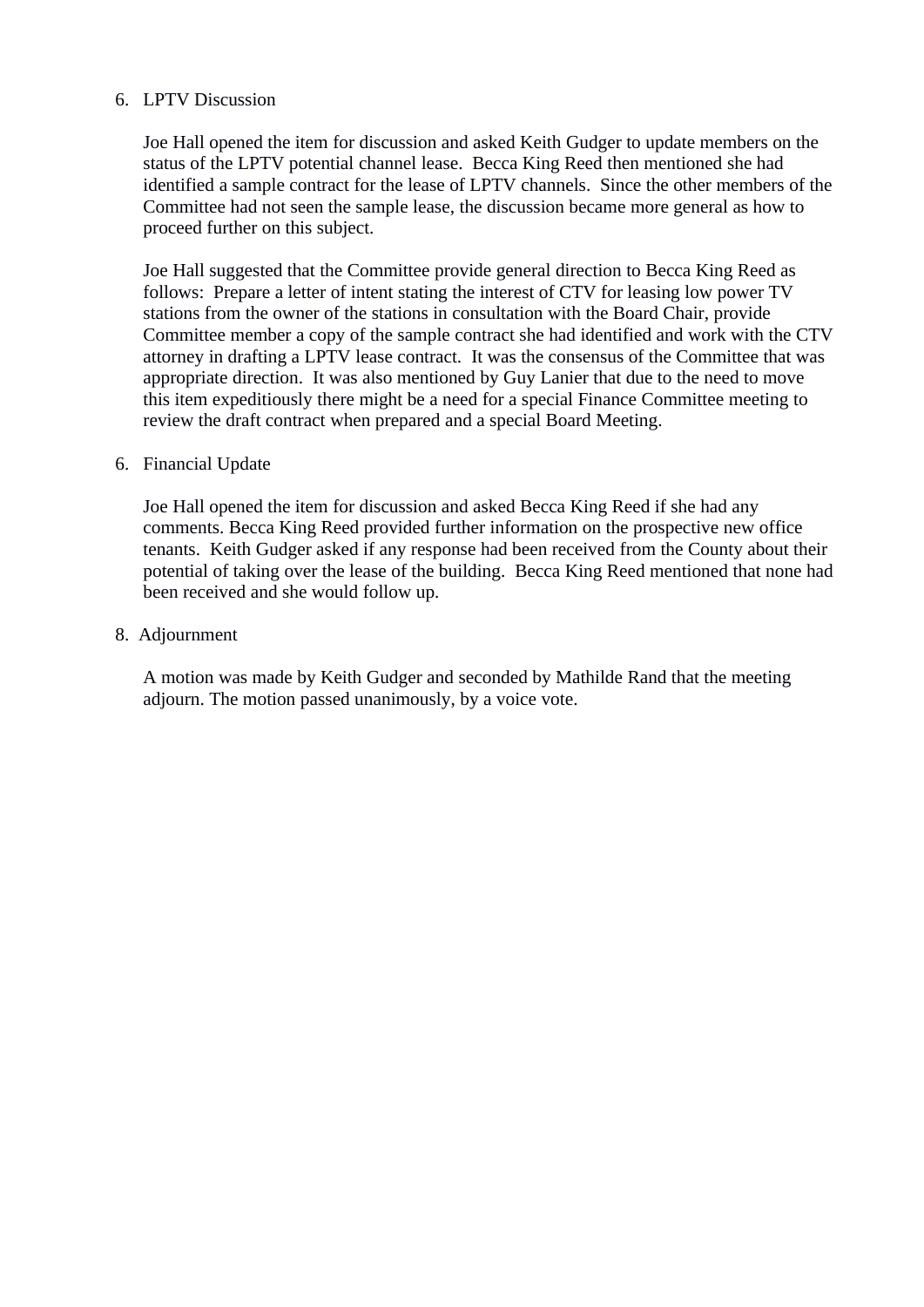6. LPTV Discussion

   Joe Hall opened the item for discussion and asked Keith Gudger to update members on the status of the LPTV potential channel lease. Becca King Reed then mentioned she had identified a sample contract for the lease of LPTV channels. Since the other members of the Committee had not seen the sample lease, the discussion became more general as how to proceed further on this subject.

   Joe Hall suggested that the Committee provide general direction to Becca King Reed as follows: Prepare a letter of intent stating the interest of CTV for leasing low power TV stations from the owner of the stations in consultation with the Board Chair, provide Committee member a copy of the sample contract she had identified and work with the CTV attorney in drafting a LPTV lease contract. It was the consensus of the Committee that was appropriate direction. It was also mentioned by Guy Lanier that due to the need to move this item expeditiously there might be a need for a special Finance Committee meeting to review the draft contract when prepared and a special Board Meeting.

6. Financial Update

   Joe Hall opened the item for discussion and asked Becca King Reed if she had any comments. Becca King Reed provided further information on the prospective new office tenants. Keith Gudger asked if any response had been received from the County about their potential of taking over the lease of the building. Becca King Reed mentioned that none had been received and she would follow up.

8. Adjournment

   A motion was made by Keith Gudger and seconded by Mathilde Rand that the meeting adjourn. The motion passed unanimously, by a voice vote.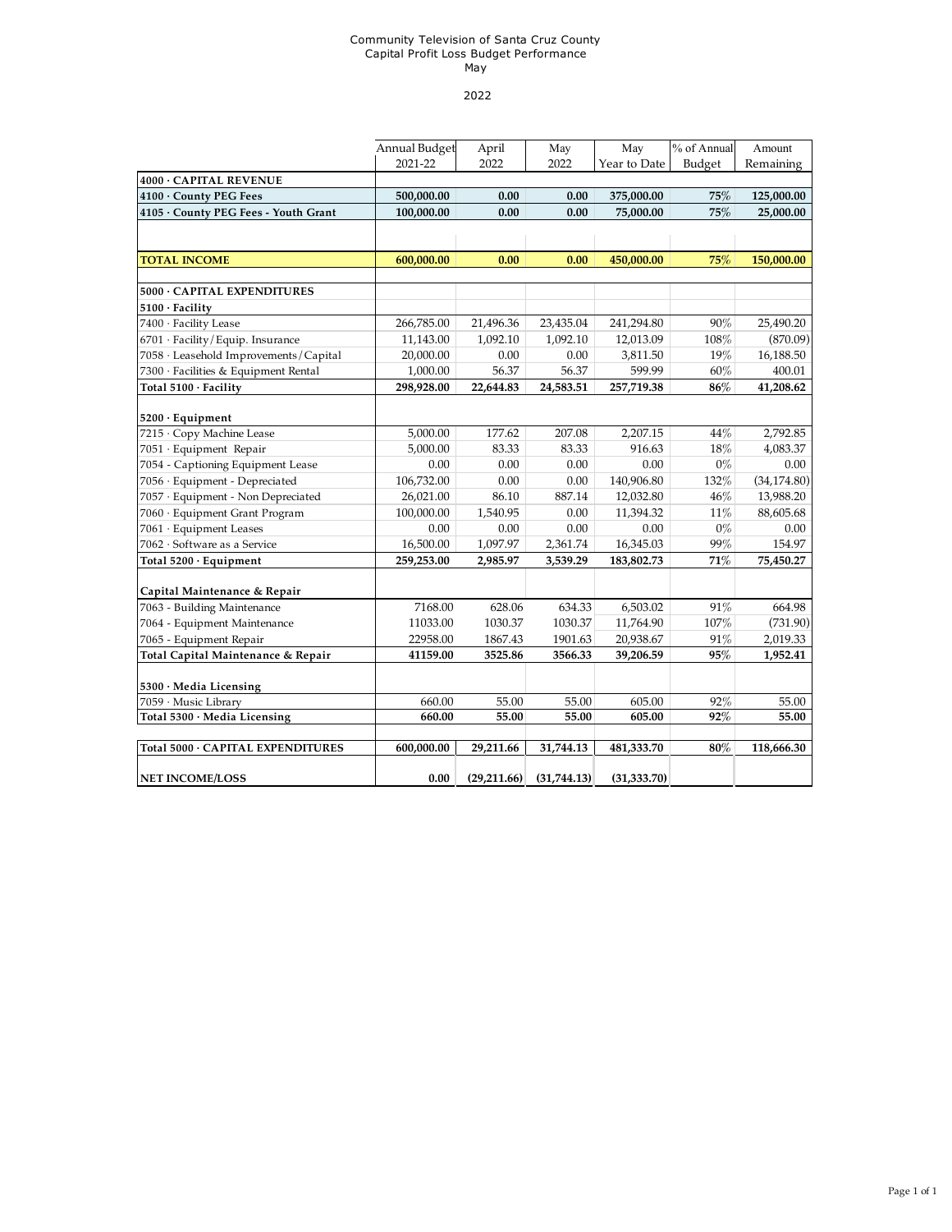Community Television of Santa Cruz County
Capital Profit Loss Budget Performance
May

2022

| | Annual Budget 2021-22 | April 2022 | May 2022 | May Year to Date | % of Annual Budget | Amount Remaining |
|---|---|---|---|---|---|---|
| **4000 · CAPITAL REVENUE** | | | | | | |
| **4100 · County PEG Fees** | **500,000.00** | **0.00** | **0.00** | **375,000.00** | **75%** | **125,000.00** |
| **4105 · County PEG Fees - Youth Grant** | **100,000.00** | **0.00** | **0.00** | **75,000.00** | **75%** | **25,000.00** |
| | | | | | | |
| **TOTAL INCOME** | **600,000.00** | **0.00** | **0.00** | **450,000.00** | **75%** | **150,000.00** |
| | | | | | | |
| **5000 · CAPITAL EXPENDITURES** | | | | | | |
| **5100 · Facility** | | | | | | |
| 7400 · Facility Lease | 266,785.00 | 21,496.36 | 23,435.04 | 241,294.80 | 90% | 25,490.20 |
| 6701 · Facility/Equip. Insurance | 11,143.00 | 1,092.10 | 1,092.10 | 12,013.09 | 108% | (870.09) |
| 7058 · Leasehold Improvements/Capital | 20,000.00 | 0.00 | 0.00 | 3,811.50 | 19% | 16,188.50 |
| 7300 · Facilities & Equipment Rental | 1,000.00 | 56.37 | 56.37 | 599.99 | 60% | 400.01 |
| **Total 5100 · Facility** | **298,928.00** | **22,644.83** | **24,583.51** | **257,719.38** | **86%** | **41,208.62** |
| | | | | | | |
| **5200 · Equipment** | | | | | | |
| 7215 · Copy Machine Lease | 5,000.00 | 177.62 | 207.08 | 2,207.15 | 44% | 2,792.85 |
| 7051 · Equipment Repair | 5,000.00 | 83.33 | 83.33 | 916.63 | 18% | 4,083.37 |
| 7054 - Captioning Equipment Lease | 0.00 | 0.00 | 0.00 | 0.00 | 0% | 0.00 |
| 7056 · Equipment - Depreciated | 106,732.00 | 0.00 | 0.00 | 140,906.80 | 132% | (34,174.80) |
| 7057 · Equipment - Non Depreciated | 26,021.00 | 86.10 | 887.14 | 12,032.80 | 46% | 13,988.20 |
| 7060 · Equipment Grant Program | 100,000.00 | 1,540.95 | 0.00 | 11,394.32 | 11% | 88,605.68 |
| 7061 · Equipment Leases | 0.00 | 0.00 | 0.00 | 0.00 | 0% | 0.00 |
| 7062 · Software as a Service | 16,500.00 | 1,097.97 | 2,361.74 | 16,345.03 | 99% | 154.97 |
| **Total 5200 · Equipment** | **259,253.00** | **2,985.97** | **3,539.29** | **183,802.73** | **71%** | **75,450.27** |
| | | | | | | |
| **Capital Maintenance & Repair** | | | | | | |
| 7063 - Building Maintenance | 7168.00 | 628.06 | 634.33 | 6,503.02 | 91% | 664.98 |
| 7064 - Equipment Maintenance | 11033.00 | 1030.37 | 1030.37 | 11,764.90 | 107% | (731.90) |
| 7065 - Equipment Repair | 22958.00 | 1867.43 | 1901.63 | 20,938.67 | 91% | 2,019.33 |
| **Total Capital Maintenance & Repair** | **41159.00** | **3525.86** | **3566.33** | **39,206.59** | **95%** | **1,952.41** |
| | | | | | | |
| **5300 · Media Licensing** | | | | | | |
| 7059 · Music Library | 660.00 | 55.00 | 55.00 | 605.00 | 92% | 55.00 |
| **Total 5300 · Media Licensing** | **660.00** | **55.00** | **55.00** | **605.00** | **92%** | **55.00** |
| | | | | | | |
| **Total 5000 · CAPITAL EXPENDITURES** | **600,000.00** | **29,211.66** | **31,744.13** | **481,333.70** | **80%** | **118,666.30** |
| | | | | | | |
| **NET INCOME/LOSS** | **0.00** | **(29,211.66)** | **(31,744.13)** | **(31,333.70)** | | |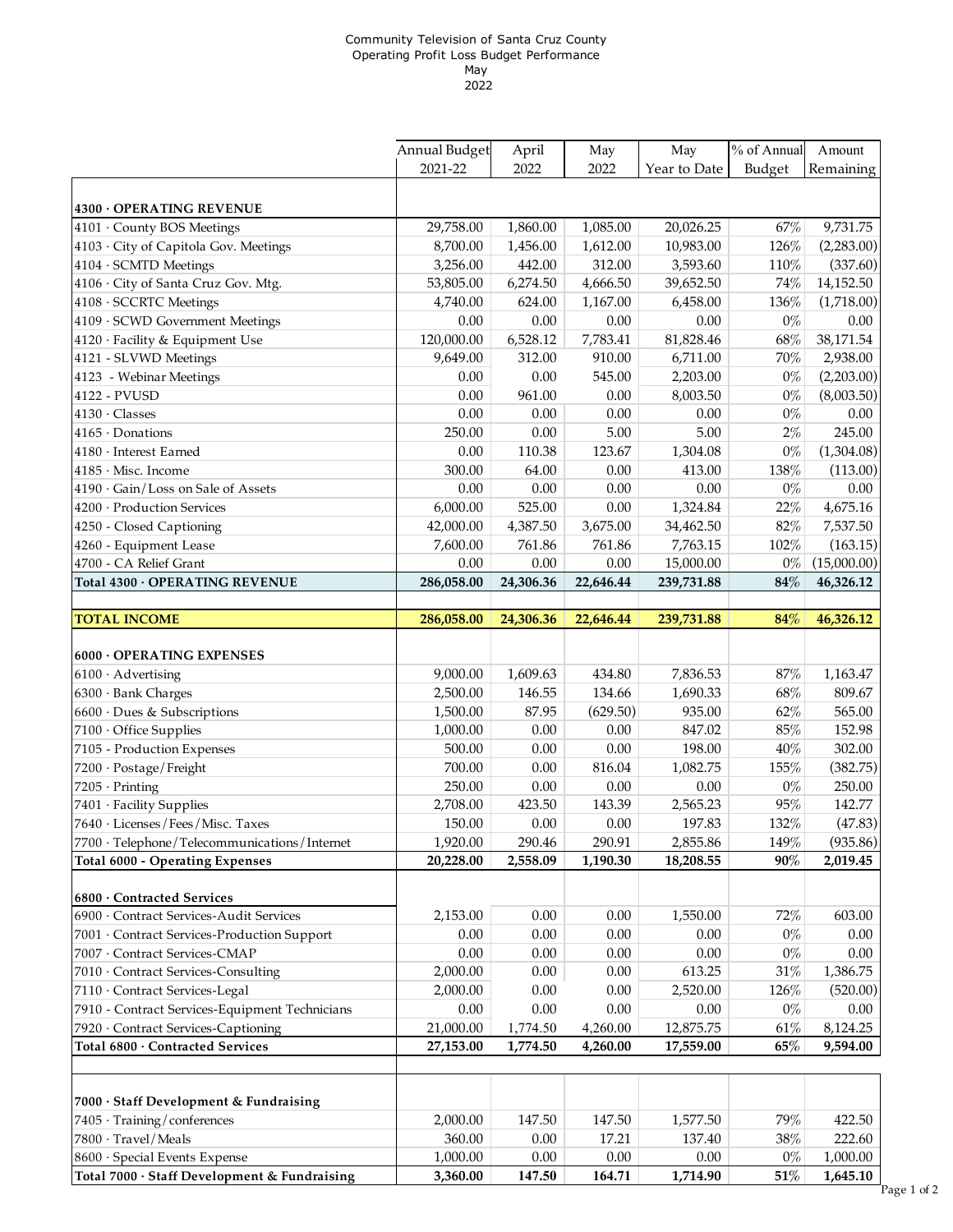Community Television of Santa Cruz County
Operating Profit Loss Budget Performance
May
2022

| | Annual Budget 2021-22 | April 2022 | May 2022 | May Year to Date | % of Annual Budget | Amount Remaining |
|---|---|---|---|---|---|---|
| **4300 · OPERATING REVENUE** | | | | | | |
| 4101 · County BOS Meetings | 29,758.00 | 1,860.00 | 1,085.00 | 20,026.25 | 67% | 9,731.75 |
| 4103 · City of Capitola Gov. Meetings | 8,700.00 | 1,456.00 | 1,612.00 | 10,983.00 | 126% | (2,283.00) |
| 4104 · SCMTD Meetings | 3,256.00 | 442.00 | 312.00 | 3,593.60 | 110% | (337.60) |
| 4106 · City of Santa Cruz Gov. Mtg. | 53,805.00 | 6,274.50 | 4,666.50 | 39,652.50 | 74% | 14,152.50 |
| 4108 · SCCRTC Meetings | 4,740.00 | 624.00 | 1,167.00 | 6,458.00 | 136% | (1,718.00) |
| 4109 · SCWD Government Meetings | 0.00 | 0.00 | 0.00 | 0.00 | 0% | 0.00 |
| 4120 · Facility & Equipment Use | 120,000.00 | 6,528.12 | 7,783.41 | 81,828.46 | 68% | 38,171.54 |
| 4121 - SLVWD Meetings | 9,649.00 | 312.00 | 910.00 | 6,711.00 | 70% | 2,938.00 |
| 4123 - Webinar Meetings | 0.00 | 0.00 | 545.00 | 2,203.00 | 0% | (2,203.00) |
| 4122 - PVUSD | 0.00 | 961.00 | 0.00 | 8,003.50 | 0% | (8,003.50) |
| 4130 · Classes | 0.00 | 0.00 | 0.00 | 0.00 | 0% | 0.00 |
| 4165 · Donations | 250.00 | 0.00 | 5.00 | 5.00 | 2% | 245.00 |
| 4180 · Interest Earned | 0.00 | 110.38 | 123.67 | 1,304.08 | 0% | (1,304.08) |
| 4185 · Misc. Income | 300.00 | 64.00 | 0.00 | 413.00 | 138% | (113.00) |
| 4190 · Gain/Loss on Sale of Assets | 0.00 | 0.00 | 0.00 | 0.00 | 0% | 0.00 |
| 4200 · Production Services | 6,000.00 | 525.00 | 0.00 | 1,324.84 | 22% | 4,675.16 |
| 4250 - Closed Captioning | 42,000.00 | 4,387.50 | 3,675.00 | 34,462.50 | 82% | 7,537.50 |
| 4260 - Equipment Lease | 7,600.00 | 761.86 | 761.86 | 7,763.15 | 102% | (163.15) |
| 4700 - CA Relief Grant | 0.00 | 0.00 | 0.00 | 15,000.00 | 0% | (15,000.00) |
| **Total 4300 · OPERATING REVENUE** | **286,058.00** | **24,306.36** | **22,646.44** | **239,731.88** | **84%** | **46,326.12** |
| | | | | | | |
| **TOTAL INCOME** | **286,058.00** | **24,306.36** | **22,646.44** | **239,731.88** | **84%** | **46,326.12** |
| | | | | | | |
| **6000 · OPERATING EXPENSES** | | | | | | |
| 6100 · Advertising | 9,000.00 | 1,609.63 | 434.80 | 7,836.53 | 87% | 1,163.47 |
| 6300 · Bank Charges | 2,500.00 | 146.55 | 134.66 | 1,690.33 | 68% | 809.67 |
| 6600 · Dues & Subscriptions | 1,500.00 | 87.95 | (629.50) | 935.00 | 62% | 565.00 |
| 7100 · Office Supplies | 1,000.00 | 0.00 | 0.00 | 847.02 | 85% | 152.98 |
| 7105 - Production Expenses | 500.00 | 0.00 | 0.00 | 198.00 | 40% | 302.00 |
| 7200 · Postage/Freight | 700.00 | 0.00 | 816.04 | 1,082.75 | 155% | (382.75) |
| 7205 · Printing | 250.00 | 0.00 | 0.00 | 0.00 | 0% | 250.00 |
| 7401 · Facility Supplies | 2,708.00 | 423.50 | 143.39 | 2,565.23 | 95% | 142.77 |
| 7640 · Licenses/Fees/Misc. Taxes | 150.00 | 0.00 | 0.00 | 197.83 | 132% | (47.83) |
| 7700 · Telephone/Telecommunications/Internet | 1,920.00 | 290.46 | 290.91 | 2,855.86 | 149% | (935.86) |
| **Total 6000 - Operating Expenses** | **20,228.00** | **2,558.09** | **1,190.30** | **18,208.55** | **90%** | **2,019.45** |
| | | | | | | |
| **6800 · Contracted Services** | | | | | | |
| 6900 · Contract Services-Audit Services | 2,153.00 | 0.00 | 0.00 | 1,550.00 | 72% | 603.00 |
| 7001 · Contract Services-Production Support | 0.00 | 0.00 | 0.00 | 0.00 | 0% | 0.00 |
| 7007 · Contract Services-CMAP | 0.00 | 0.00 | 0.00 | 0.00 | 0% | 0.00 |
| 7010 · Contract Services-Consulting | 2,000.00 | 0.00 | 0.00 | 613.25 | 31% | 1,386.75 |
| 7110 · Contract Services-Legal | 2,000.00 | 0.00 | 0.00 | 2,520.00 | 126% | (520.00) |
| 7910 · Contract Services-Equipment Technicians | 0.00 | 0.00 | 0.00 | 0.00 | 0% | 0.00 |
| 7920 · Contract Services-Captioning | 21,000.00 | 1,774.50 | 4,260.00 | 12,875.75 | 61% | 8,124.25 |
| **Total 6800 · Contracted Services** | **27,153.00** | **1,774.50** | **4,260.00** | **17,559.00** | **65%** | **9,594.00** |
| | | | | | | |
| **7000 · Staff Development & Fundraising** | | | | | | |
| 7405 · Training/conferences | 2,000.00 | 147.50 | 147.50 | 1,577.50 | 79% | 422.50 |
| 7800 · Travel/Meals | 360.00 | 0.00 | 17.21 | 137.40 | 38% | 222.60 |
| 8600 · Special Events Expense | 1,000.00 | 0.00 | 0.00 | 0.00 | 0% | 1,000.00 |
| **Total 7000 · Staff Development & Fundraising** | **3,360.00** | **147.50** | **164.71** | **1,714.90** | **51%** | **1,645.10** |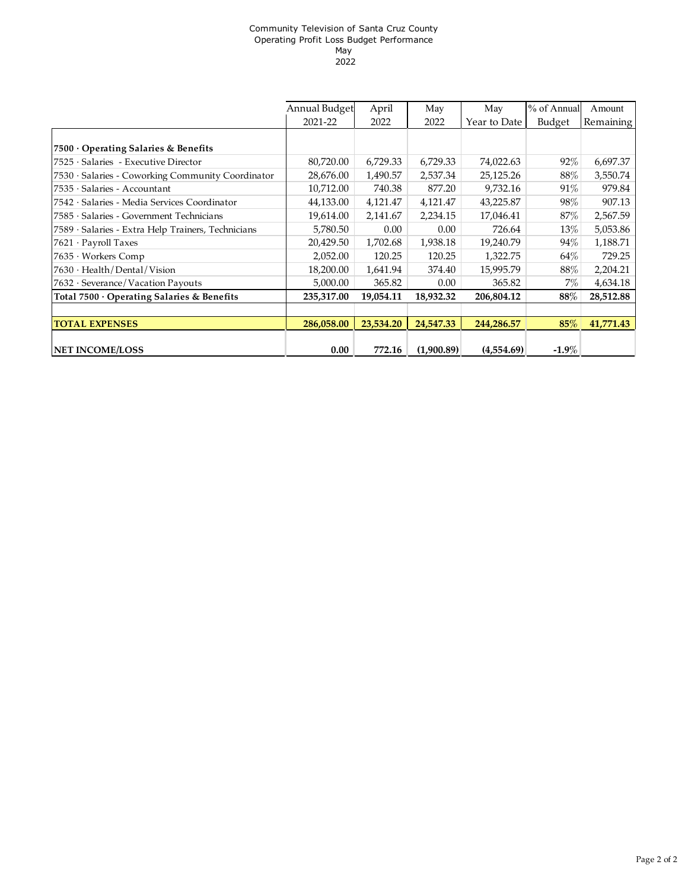Community Television of Santa Cruz County
Operating Profit Loss Budget Performance
May
2022

| | Annual Budget 2021-22 | April 2022 | May 2022 | May Year to Date | % of Annual Budget | Amount Remaining |
|---|---|---|---|---|---|---|
| **7500 · Operating Salaries & Benefits** | | | | | | |
| 7525 · Salaries - Executive Director | 80,720.00 | 6,729.33 | 6,729.33 | 74,022.63 | 92% | 6,697.37 |
| 7530 · Salaries - Coworking Community Coordinator | 28,676.00 | 1,490.57 | 2,537.34 | 25,125.26 | 88% | 3,550.74 |
| 7535 · Salaries - Accountant | 10,712.00 | 740.38 | 877.20 | 9,732.16 | 91% | 979.84 |
| 7542 · Salaries - Media Services Coordinator | 44,133.00 | 4,121.47 | 4,121.47 | 43,225.87 | 98% | 907.13 |
| 7585 · Salaries - Government Technicians | 19,614.00 | 2,141.67 | 2,234.15 | 17,046.41 | 87% | 2,567.59 |
| 7589 · Salaries - Extra Help Trainers, Technicians | 5,780.50 | 0.00 | 0.00 | 726.64 | 13% | 5,053.86 |
| 7621 · Payroll Taxes | 20,429.50 | 1,702.68 | 1,938.18 | 19,240.79 | 94% | 1,188.71 |
| 7635 · Workers Comp | 2,052.00 | 120.25 | 120.25 | 1,322.75 | 64% | 729.25 |
| 7630 · Health/Dental/Vision | 18,200.00 | 1,641.94 | 374.40 | 15,995.79 | 88% | 2,204.21 |
| 7632 · Severance/Vacation Payouts | 5,000.00 | 365.82 | 0.00 | 365.82 | 7% | 4,634.18 |
| **Total 7500 · Operating Salaries & Benefits** | **235,317.00** | **19,054.11** | **18,932.32** | **206,804.12** | **88%** | **28,512.88** |
| | | | | | | |
| **TOTAL EXPENSES** | **286,058.00** | **23,534.20** | **24,547.33** | **244,286.57** | **85%** | **41,771.43** |
| | | | | | | |
| **NET INCOME/LOSS** | **0.00** | **772.16** | **(1,900.89)** | **(4,554.69)** | **-1.9%** | |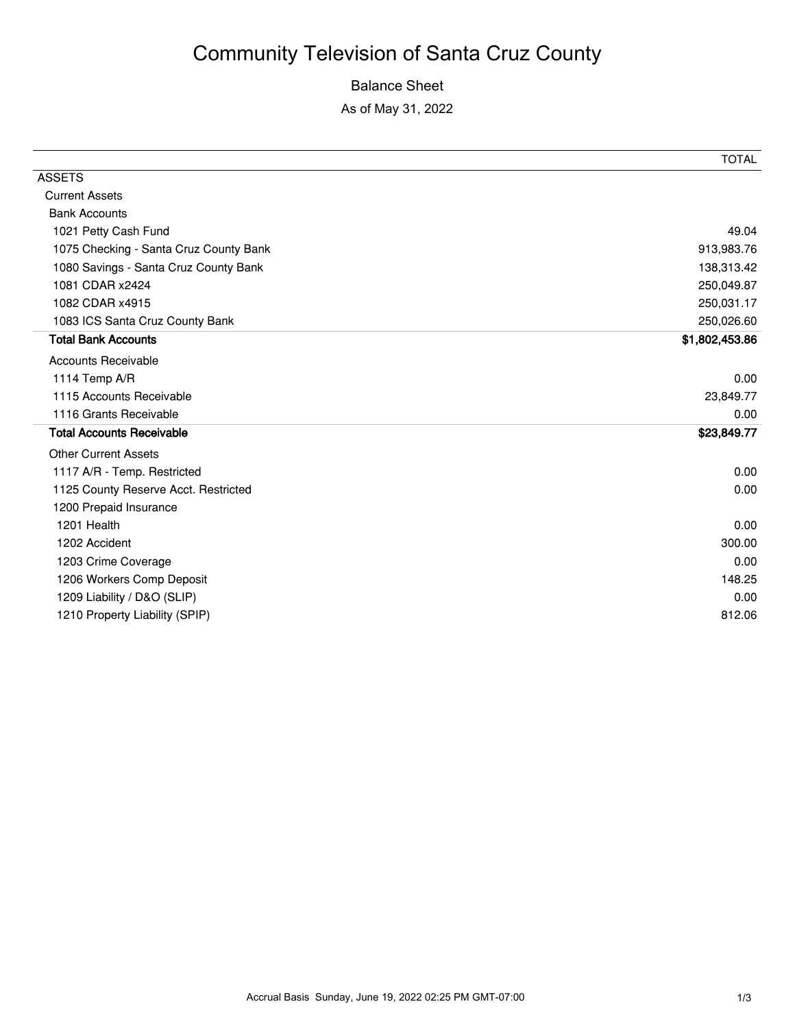# Community Television of Santa Cruz County

Balance Sheet

As of May 31, 2022

| | TOTAL |
|---|---|
| ASSETS | |
| Current Assets | |
| Bank Accounts | |
| 1021 Petty Cash Fund | 49.04 |
| 1075 Checking - Santa Cruz County Bank | 913,983.76 |
| 1080 Savings - Santa Cruz County Bank | 138,313.42 |
| 1081 CDAR x2424 | 250,049.87 |
| 1082 CDAR x4915 | 250,031.17 |
| 1083 ICS Santa Cruz County Bank | 250,026.60 |
| **Total Bank Accounts** | **$1,802,453.86** |
| Accounts Receivable | |
| 1114 Temp A/R | 0.00 |
| 1115 Accounts Receivable | 23,849.77 |
| 1116 Grants Receivable | 0.00 |
| **Total Accounts Receivable** | **$23,849.77** |
| Other Current Assets | |
| 1117 A/R - Temp. Restricted | 0.00 |
| 1125 County Reserve Acct. Restricted | 0.00 |
| 1200 Prepaid Insurance | |
| 1201 Health | 0.00 |
| 1202 Accident | 300.00 |
| 1203 Crime Coverage | 0.00 |
| 1206 Workers Comp Deposit | 148.25 |
| 1209 Liability / D&O (SLIP) | 0.00 |
| 1210 Property Liability (SPIP) | 812.06 |

Accrual Basis Sunday, June 19, 2022 02:25 PM GMT-07:00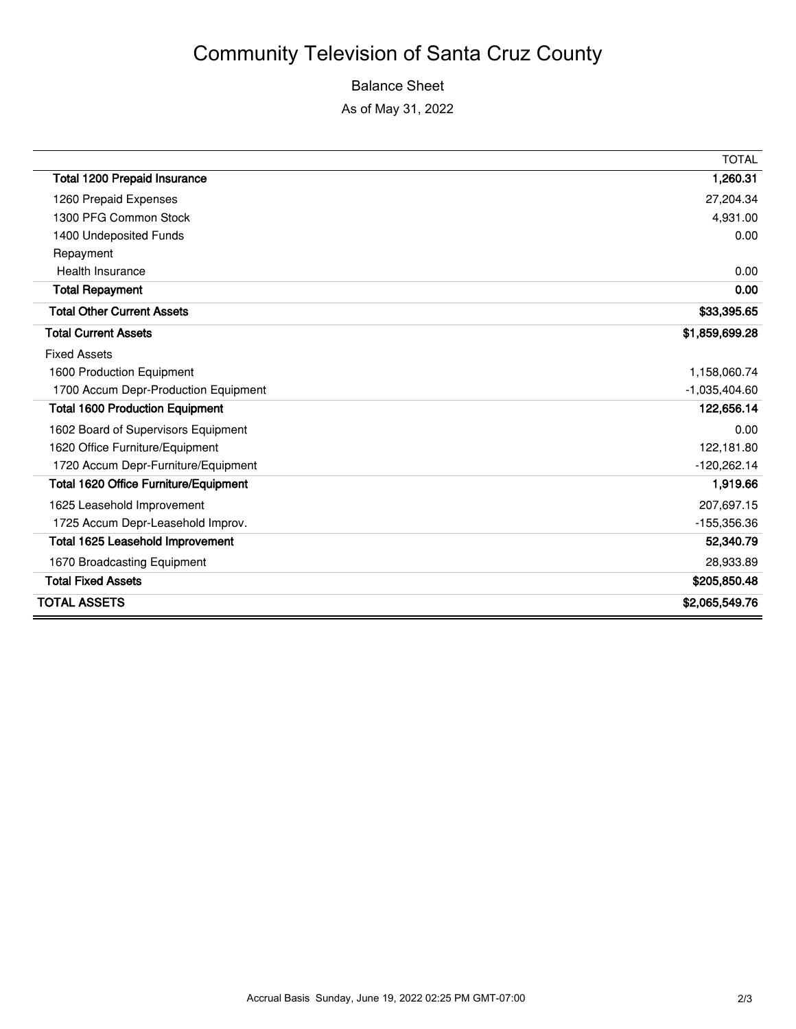# Community Television of Santa Cruz County

Balance Sheet

As of May 31, 2022

| | TOTAL |
|---|---|
| **Total 1200 Prepaid Insurance** | **1,260.31** |
| 1260 Prepaid Expenses | 27,204.34 |
| 1300 PFG Common Stock | 4,931.00 |
| 1400 Undeposited Funds | 0.00 |
| Repayment | |
| Health Insurance | 0.00 |
| **Total Repayment** | **0.00** |
| **Total Other Current Assets** | **$33,395.65** |
| **Total Current Assets** | **$1,859,699.28** |
| Fixed Assets | |
| 1600 Production Equipment | 1,158,060.74 |
| 1700 Accum Depr-Production Equipment | -1,035,404.60 |
| **Total 1600 Production Equipment** | **122,656.14** |
| 1602 Board of Supervisors Equipment | 0.00 |
| 1620 Office Furniture/Equipment | 122,181.80 |
| 1720 Accum Depr-Furniture/Equipment | -120,262.14 |
| **Total 1620 Office Furniture/Equipment** | **1,919.66** |
| 1625 Leasehold Improvement | 207,697.15 |
| 1725 Accum Depr-Leasehold Improv. | -155,356.36 |
| **Total 1625 Leasehold Improvement** | **52,340.79** |
| 1670 Broadcasting Equipment | 28,933.89 |
| **Total Fixed Assets** | **$205,850.48** |
| **TOTAL ASSETS** | **$2,065,549.76** |

Accrual Basis Sunday, June 19, 2022 02:25 PM GMT-07:00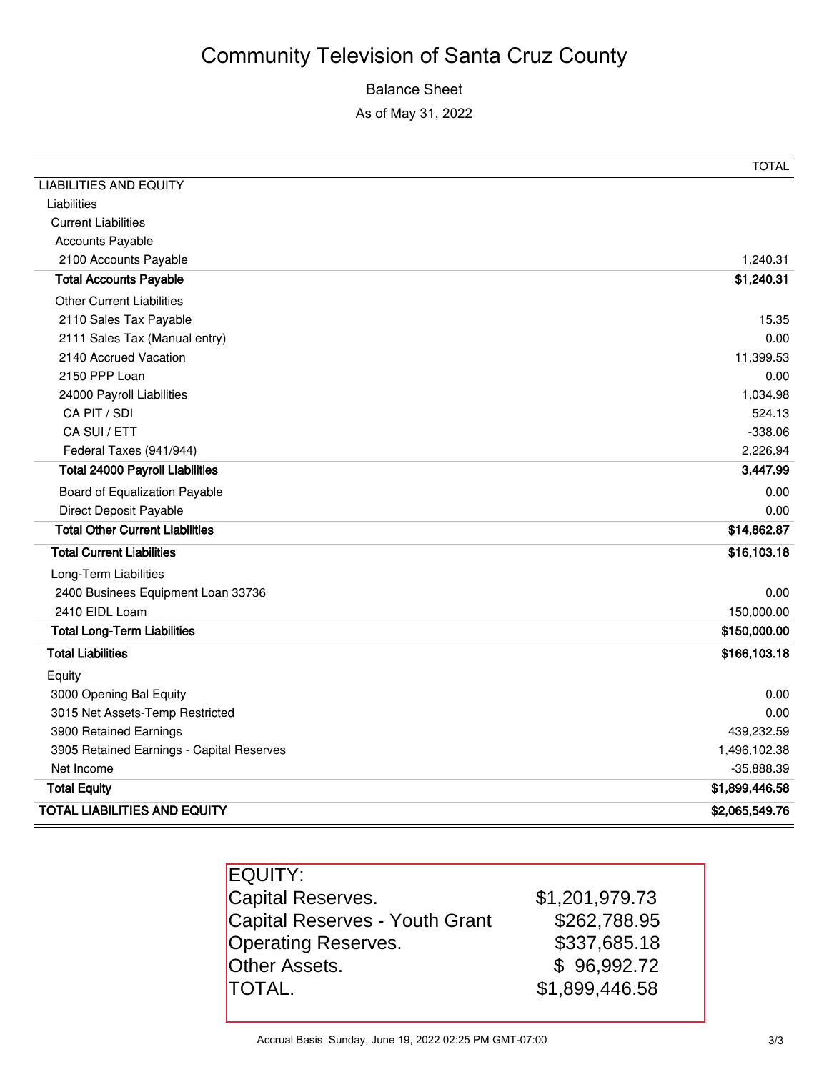# Community Television of Santa Cruz County

## Balance Sheet

As of May 31, 2022

| | TOTAL |
|---|---|
| LIABILITIES AND EQUITY | |
| Liabilities | |
| Current Liabilities | |
| Accounts Payable | |
| 2100 Accounts Payable | 1,240.31 |
| **Total Accounts Payable** | **$1,240.31** |
| Other Current Liabilities | |
| 2110 Sales Tax Payable | 15.35 |
| 2111 Sales Tax (Manual entry) | 0.00 |
| 2140 Accrued Vacation | 11,399.53 |
| 2150 PPP Loan | 0.00 |
| 24000 Payroll Liabilities | 1,034.98 |
| CA PIT / SDI | 524.13 |
| CA SUI / ETT | -338.06 |
| Federal Taxes (941/944) | 2,226.94 |
| **Total 24000 Payroll Liabilities** | **3,447.99** |
| Board of Equalization Payable | 0.00 |
| Direct Deposit Payable | 0.00 |
| **Total Other Current Liabilities** | **$14,862.87** |
| **Total Current Liabilities** | **$16,103.18** |
| Long-Term Liabilities | |
| 2400 Businees Equipment Loan 33736 | 0.00 |
| 2410 EIDL Loam | 150,000.00 |
| **Total Long-Term Liabilities** | **$150,000.00** |
| **Total Liabilities** | **$166,103.18** |
| Equity | |
| 3000 Opening Bal Equity | 0.00 |
| 3015 Net Assets-Temp Restricted | 0.00 |
| 3900 Retained Earnings | 439,232.59 |
| 3905 Retained Earnings - Capital Reserves | 1,496,102.38 |
| Net Income | -35,888.39 |
| **Total Equity** | **$1,899,446.58** |
| **TOTAL LIABILITIES AND EQUITY** | **$2,065,549.76** |

| EQUITY: | |
|---|---|
| Capital Reserves. | $1,201,979.73 |
| Capital Reserves - Youth Grant | $262,788.95 |
| Operating Reserves. | $337,685.18 |
| Other Assets. | $ 96,992.72 |
| TOTAL. | $1,899,446.58 |

Accrual Basis Sunday, June 19, 2022 02:25 PM GMT-07:00